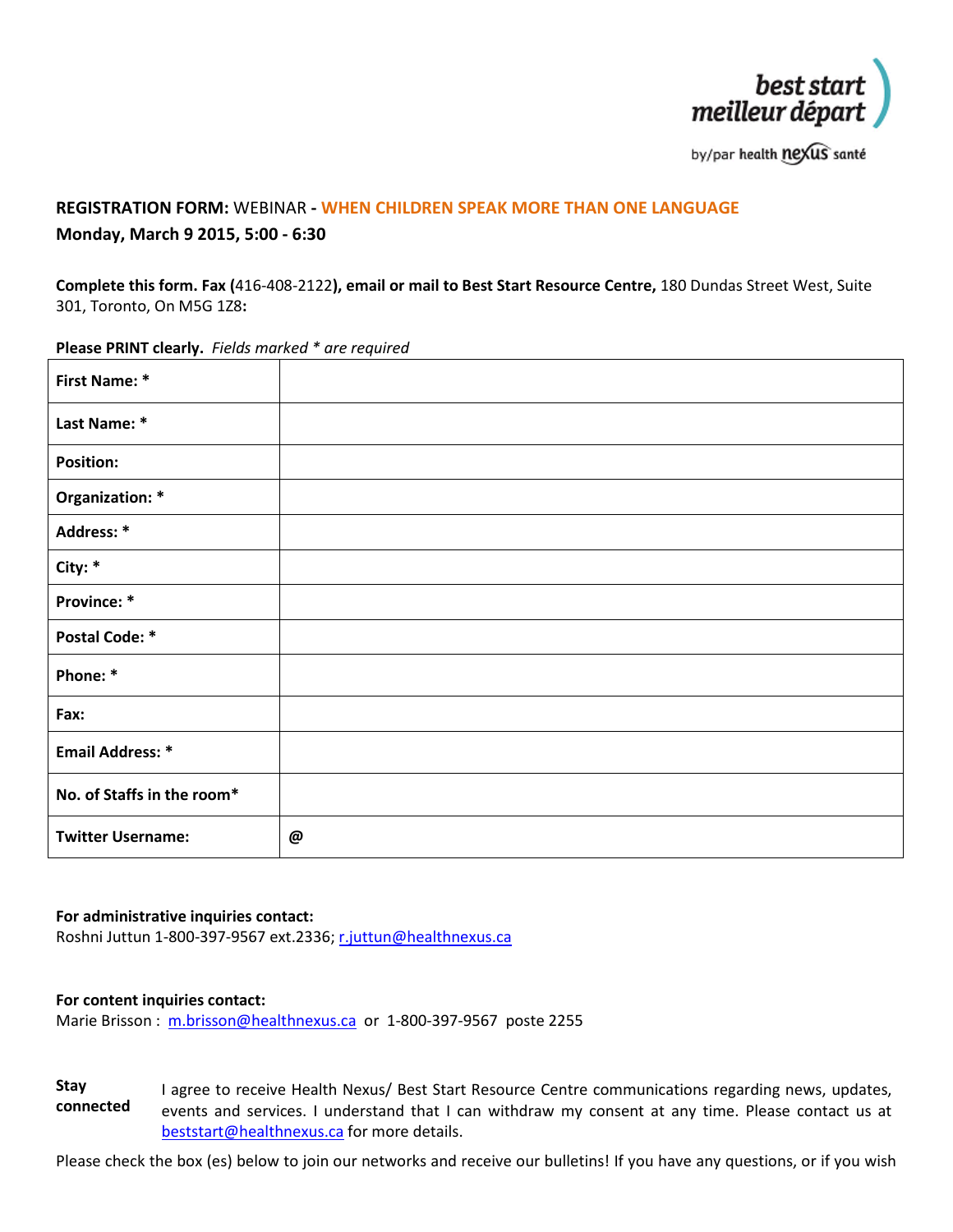best start
meilleur départ

by/par health nexus santé

**REGISTRATION FORM:** WEBINAR - **WHEN CHILDREN SPEAK MORE THAN ONE LANGUAGE**

**Monday, March 9 2015, 5:00 - 6:30**

**Complete this form. Fax (**416-408-2122**), email or mail to Best Start Resource Centre,** 180 Dundas Street West, Suite 301, Toronto, On M5G 1Z8**:**

**Please PRINT clearly.** *Fields marked * are required*

| | |
|---|---|
| **First Name: *** | |
| **Last Name: *** | |
| **Position:** | |
| **Organization: *** | |
| **Address: *** | |
| **City: *** | |
| **Province: *** | |
| **Postal Code: *** | |
| **Phone: *** | |
| **Fax:** | |
| **Email Address: *** | |
| **No. of Staffs in the room*** | |
| **Twitter Username:** | **@** |

**For administrative inquiries contact:**
Roshni Juttun 1-800-397-9567 ext.2336; r.juttun@healthnexus.ca

**For content inquiries contact:**
Marie Brisson : m.brisson@healthnexus.ca or 1-800-397-9567 poste 2255

**Stay connected** I agree to receive Health Nexus/ Best Start Resource Centre communications regarding news, updates, events and services. I understand that I can withdraw my consent at any time. Please contact us at beststart@healthnexus.ca for more details.

Please check the box (es) below to join our networks and receive our bulletins! If you have any questions, or if you wish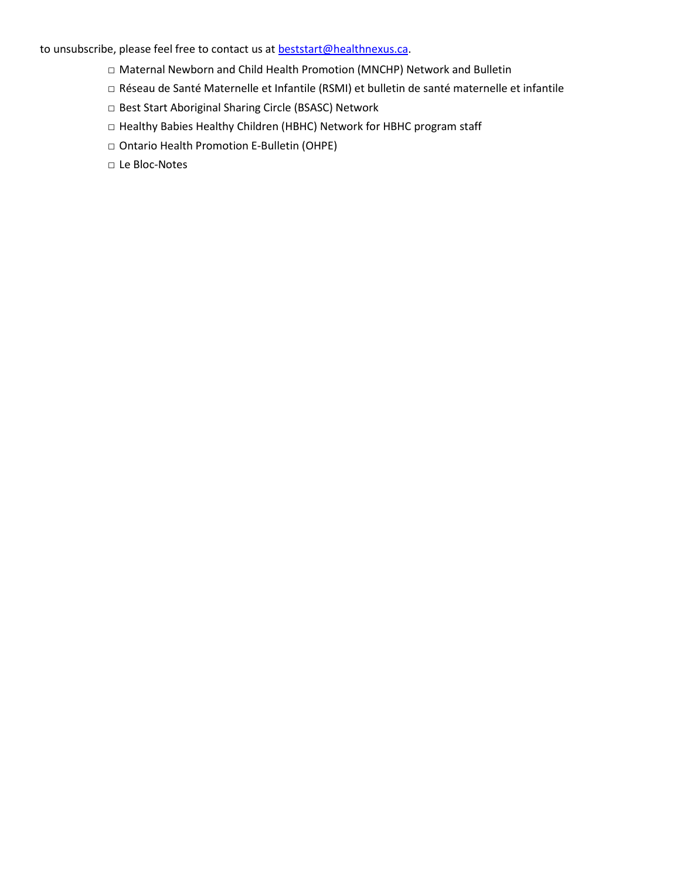to unsubscribe, please feel free to contact us at [beststart@healthnexus.ca](mailto:beststart@healthnexus.ca).

- □ Maternal Newborn and Child Health Promotion (MNCHP) Network and Bulletin
- □ Réseau de Santé Maternelle et Infantile (RSMI) et bulletin de santé maternelle et infantile
- □ Best Start Aboriginal Sharing Circle (BSASC) Network
- □ Healthy Babies Healthy Children (HBHC) Network for HBHC program staff
- □ Ontario Health Promotion E-Bulletin (OHPE)
- □ Le Bloc-Notes